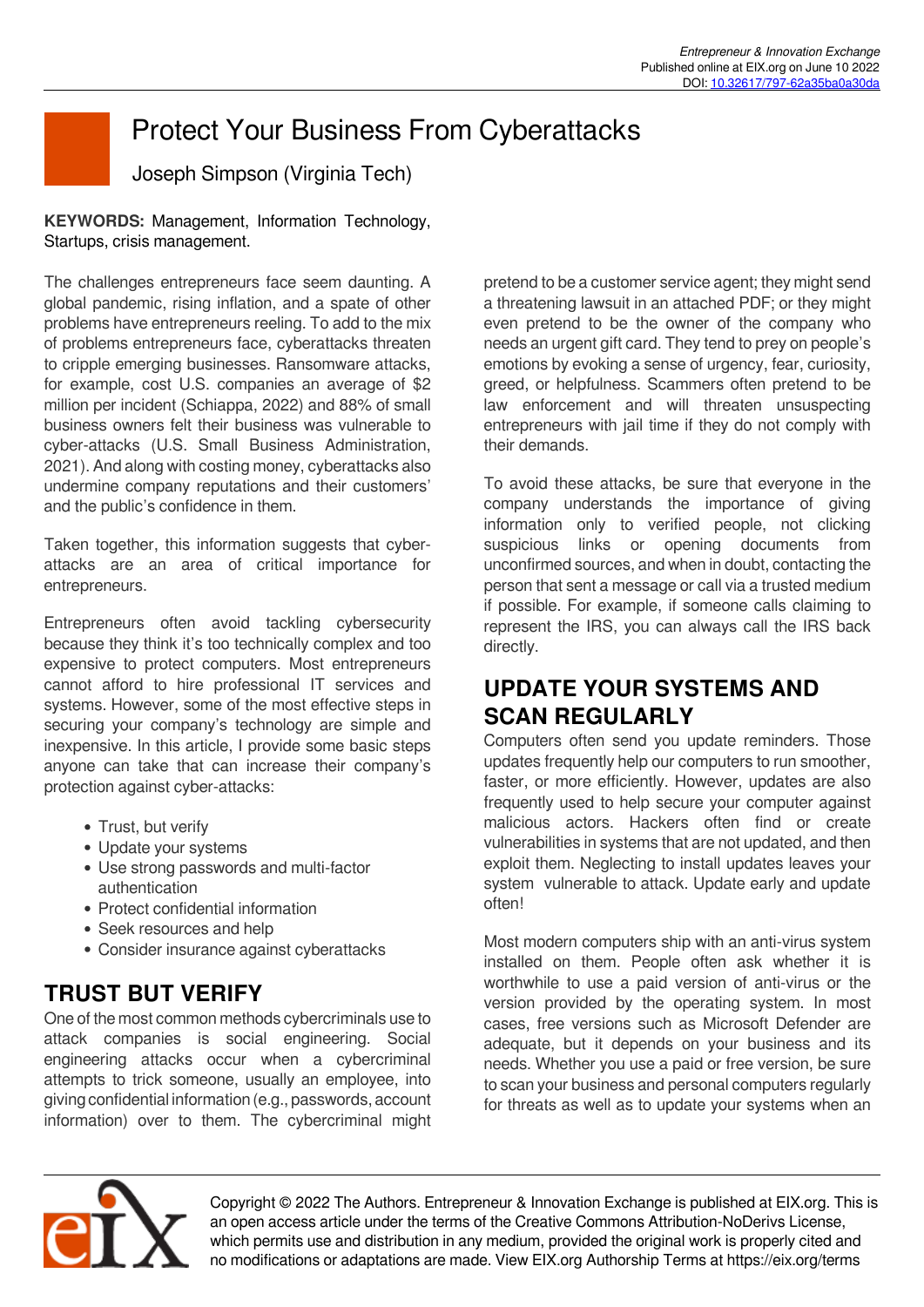# Protect Your Business From Cyberattacks

Joseph Simpson (Virginia Tech)

**KEYWORDS:** Management, Information Technology, Startups, crisis management.

The challenges entrepreneurs face seem daunting. A global pandemic, rising inflation, and a spate of other problems have entrepreneurs reeling. To add to the mix of problems entrepreneurs face, cyberattacks threaten to cripple emerging businesses. Ransomware attacks, for example, cost U.S. companies an average of $2 million per incident (Schiappa, 2022) and 88% of small business owners felt their business was vulnerable to cyber-attacks (U.S. Small Business Administration, 2021). And along with costing money, cyberattacks also undermine company reputations and their customers' and the public's confidence in them.

Taken together, this information suggests that cyber-attacks are an area of critical importance for entrepreneurs.

Entrepreneurs often avoid tackling cybersecurity because they think it's too technically complex and too expensive to protect computers. Most entrepreneurs cannot afford to hire professional IT services and systems. However, some of the most effective steps in securing your company's technology are simple and inexpensive. In this article, I provide some basic steps anyone can take that can increase their company's protection against cyber-attacks:

- Trust, but verify
- Update your systems
- Use strong passwords and multi-factor authentication
- Protect confidential information
- Seek resources and help
- Consider insurance against cyberattacks

## TRUST BUT VERIFY

One of the most common methods cybercriminals use to attack companies is social engineering. Social engineering attacks occur when a cybercriminal attempts to trick someone, usually an employee, into giving confidential information (e.g., passwords, account information) over to them. The cybercriminal might pretend to be a customer service agent; they might send a threatening lawsuit in an attached PDF; or they might even pretend to be the owner of the company who needs an urgent gift card. They tend to prey on people's emotions by evoking a sense of urgency, fear, curiosity, greed, or helpfulness. Scammers often pretend to be law enforcement and will threaten unsuspecting entrepreneurs with jail time if they do not comply with their demands.

To avoid these attacks, be sure that everyone in the company understands the importance of giving information only to verified people, not clicking suspicious links or opening documents from unconfirmed sources, and when in doubt, contacting the person that sent a message or call via a trusted medium if possible. For example, if someone calls claiming to represent the IRS, you can always call the IRS back directly.

## UPDATE YOUR SYSTEMS AND SCAN REGULARLY

Computers often send you update reminders. Those updates frequently help our computers to run smoother, faster, or more efficiently. However, updates are also frequently used to help secure your computer against malicious actors. Hackers often find or create vulnerabilities in systems that are not updated, and then exploit them. Neglecting to install updates leaves your system vulnerable to attack. Update early and update often!

Most modern computers ship with an anti-virus system installed on them. People often ask whether it is worthwhile to use a paid version of anti-virus or the version provided by the operating system. In most cases, free versions such as Microsoft Defender are adequate, but it depends on your business and its needs. Whether you use a paid or free version, be sure to scan your business and personal computers regularly for threats as well as to update your systems when an

Copyright © 2022 The Authors. Entrepreneur & Innovation Exchange is published at EIX.org. This is an open access article under the terms of the Creative Commons Attribution-NoDerivs License, which permits use and distribution in any medium, provided the original work is properly cited and no modifications or adaptations are made. View EIX.org Authorship Terms at https://eix.org/terms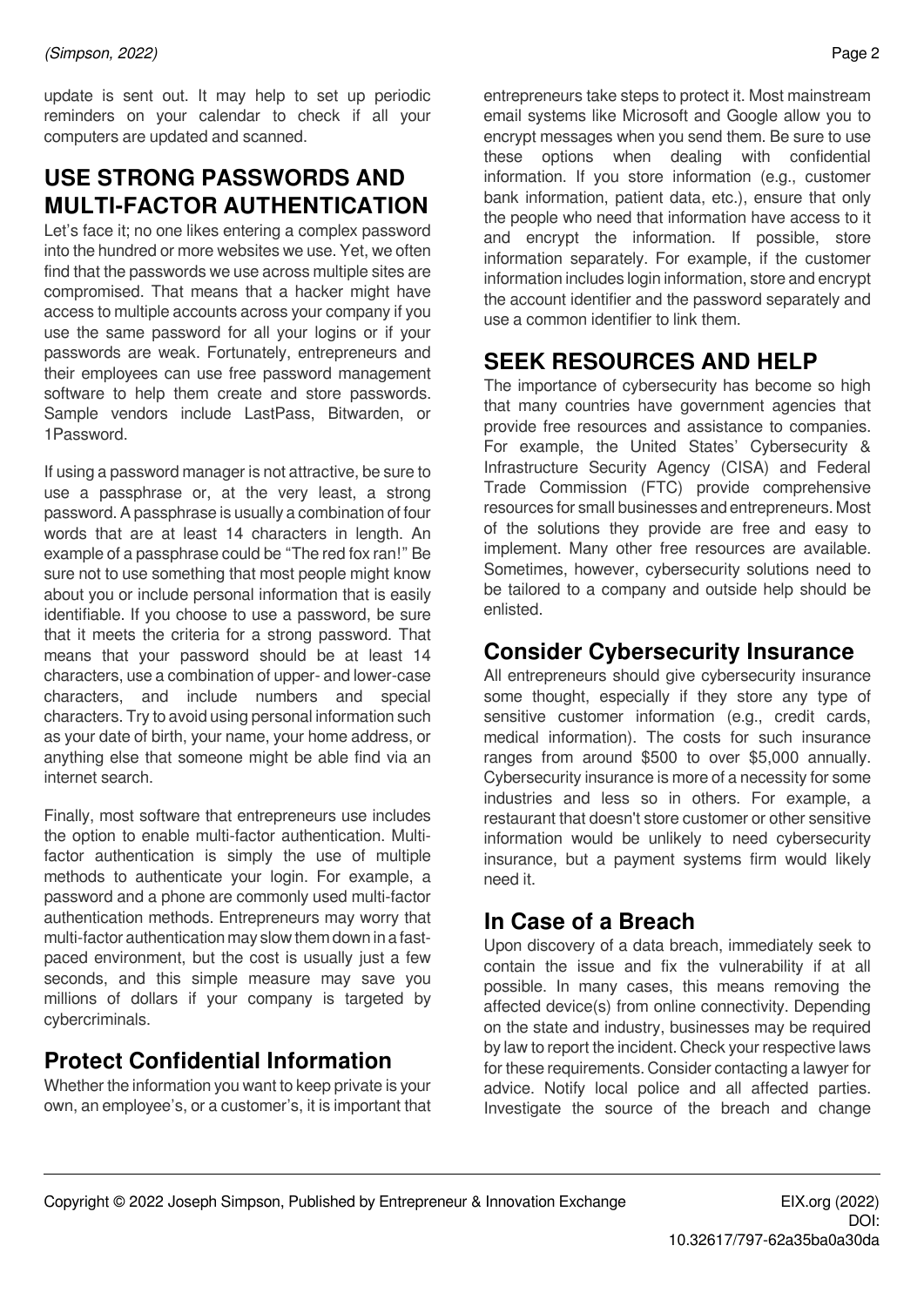update is sent out. It may help to set up periodic reminders on your calendar to check if all your computers are updated and scanned.

## USE STRONG PASSWORDS AND MULTI-FACTOR AUTHENTICATION

Let's face it; no one likes entering a complex password into the hundred or more websites we use. Yet, we often find that the passwords we use across multiple sites are compromised. That means that a hacker might have access to multiple accounts across your company if you use the same password for all your logins or if your passwords are weak. Fortunately, entrepreneurs and their employees can use free password management software to help them create and store passwords. Sample vendors include LastPass, Bitwarden, or 1Password.

If using a password manager is not attractive, be sure to use a passphrase or, at the very least, a strong password. A passphrase is usually a combination of four words that are at least 14 characters in length. An example of a passphrase could be "The red fox ran!" Be sure not to use something that most people might know about you or include personal information that is easily identifiable. If you choose to use a password, be sure that it meets the criteria for a strong password. That means that your password should be at least 14 characters, use a combination of upper- and lower-case characters, and include numbers and special characters. Try to avoid using personal information such as your date of birth, your name, your home address, or anything else that someone might be able find via an internet search.

Finally, most software that entrepreneurs use includes the option to enable multi-factor authentication. Multi-factor authentication is simply the use of multiple methods to authenticate your login. For example, a password and a phone are commonly used multi-factor authentication methods. Entrepreneurs may worry that multi-factor authentication may slow them down in a fast-paced environment, but the cost is usually just a few seconds, and this simple measure may save you millions of dollars if your company is targeted by cybercriminals.

## Protect Confidential Information

Whether the information you want to keep private is your own, an employee's, or a customer's, it is important that entrepreneurs take steps to protect it. Most mainstream email systems like Microsoft and Google allow you to encrypt messages when you send them. Be sure to use these options when dealing with confidential information. If you store information (e.g., customer bank information, patient data, etc.), ensure that only the people who need that information have access to it and encrypt the information. If possible, store information separately. For example, if the customer information includes login information, store and encrypt the account identifier and the password separately and use a common identifier to link them.

## SEEK RESOURCES AND HELP

The importance of cybersecurity has become so high that many countries have government agencies that provide free resources and assistance to companies. For example, the United States' Cybersecurity & Infrastructure Security Agency (CISA) and Federal Trade Commission (FTC) provide comprehensive resources for small businesses and entrepreneurs. Most of the solutions they provide are free and easy to implement. Many other free resources are available. Sometimes, however, cybersecurity solutions need to be tailored to a company and outside help should be enlisted.

## Consider Cybersecurity Insurance

All entrepreneurs should give cybersecurity insurance some thought, especially if they store any type of sensitive customer information (e.g., credit cards, medical information). The costs for such insurance ranges from around $500 to over $5,000 annually. Cybersecurity insurance is more of a necessity for some industries and less so in others. For example, a restaurant that doesn't store customer or other sensitive information would be unlikely to need cybersecurity insurance, but a payment systems firm would likely need it.

## In Case of a Breach

Upon discovery of a data breach, immediately seek to contain the issue and fix the vulnerability if at all possible. In many cases, this means removing the affected device(s) from online connectivity. Depending on the state and industry, businesses may be required by law to report the incident. Check your respective laws for these requirements. Consider contacting a lawyer for advice. Notify local police and all affected parties. Investigate the source of the breach and change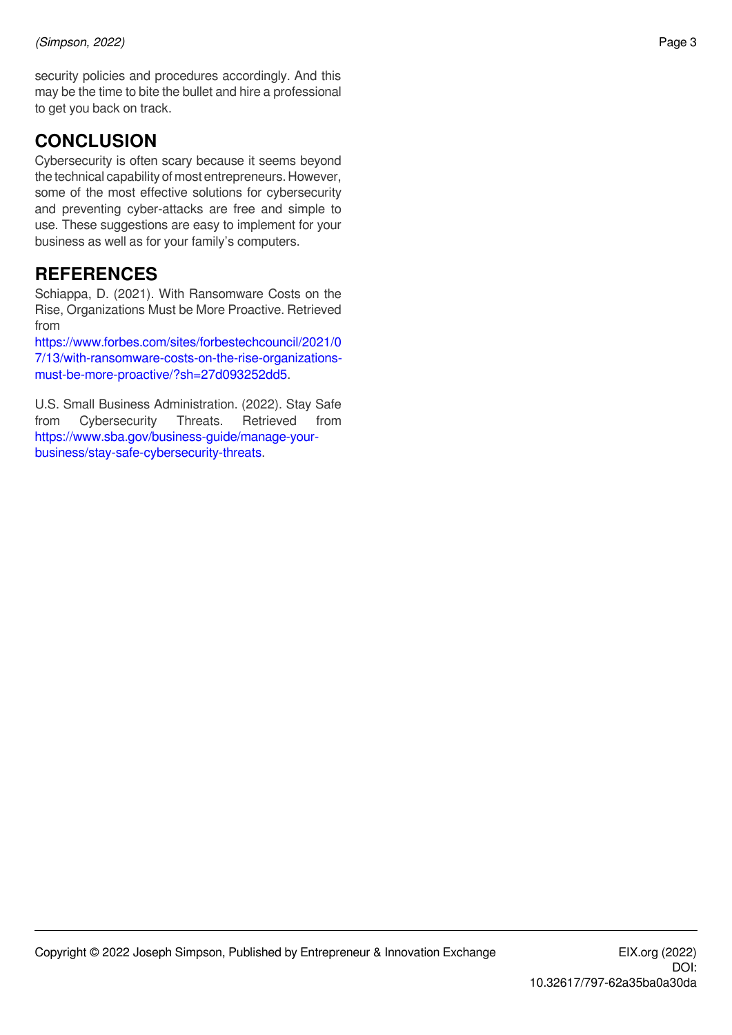security policies and procedures accordingly. And this may be the time to bite the bullet and hire a professional to get you back on track.

## CONCLUSION

Cybersecurity is often scary because it seems beyond the technical capability of most entrepreneurs. However, some of the most effective solutions for cybersecurity and preventing cyber-attacks are free and simple to use. These suggestions are easy to implement for your business as well as for your family's computers.

## REFERENCES

Schiappa, D. (2021). With Ransomware Costs on the Rise, Organizations Must be More Proactive. Retrieved from https://www.forbes.com/sites/forbestechcouncil/2021/07/13/with-ransomware-costs-on-the-rise-organizations-must-be-more-proactive/?sh=27d093252dd5.

U.S. Small Business Administration. (2022). Stay Safe from Cybersecurity Threats. Retrieved from https://www.sba.gov/business-guide/manage-your-business/stay-safe-cybersecurity-threats.

Copyright © 2022 Joseph Simpson, Published by Entrepreneur & Innovation Exchange

EIX.org (2022) DOI: 10.32617/797-62a35ba0a30da